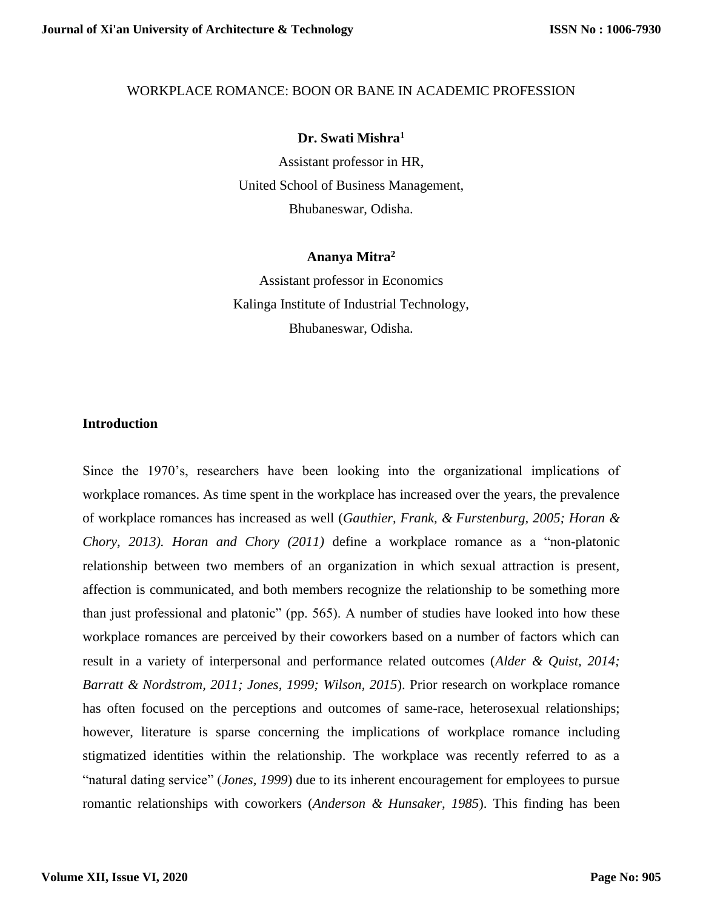# WORKPLACE ROMANCE: BOON OR BANE IN ACADEMIC PROFESSION

**Dr. Swati Mishra[1]**

Assistant professor in HR,
United School of Business Management,
Bhubaneswar, Odisha.

**Ananya Mitra[2]**

Assistant professor in Economics
Kalinga Institute of Industrial Technology,
Bhubaneswar, Odisha.

## Introduction

Since the 1970's, researchers have been looking into the organizational implications of workplace romances. As time spent in the workplace has increased over the years, the prevalence of workplace romances has increased as well (*Gauthier, Frank, & Furstenburg, 2005; Horan & Chory, 2013). Horan and Chory (2011)* define a workplace romance as a "non-platonic relationship between two members of an organization in which sexual attraction is present, affection is communicated, and both members recognize the relationship to be something more than just professional and platonic" (pp. 565). A number of studies have looked into how these workplace romances are perceived by their coworkers based on a number of factors which can result in a variety of interpersonal and performance related outcomes (*Alder & Quist, 2014; Barratt & Nordstrom, 2011; Jones, 1999; Wilson, 2015*). Prior research on workplace romance has often focused on the perceptions and outcomes of same-race, heterosexual relationships; however, literature is sparse concerning the implications of workplace romance including stigmatized identities within the relationship. The workplace was recently referred to as a "natural dating service" (*Jones, 1999*) due to its inherent encouragement for employees to pursue romantic relationships with coworkers (*Anderson & Hunsaker, 1985*). This finding has been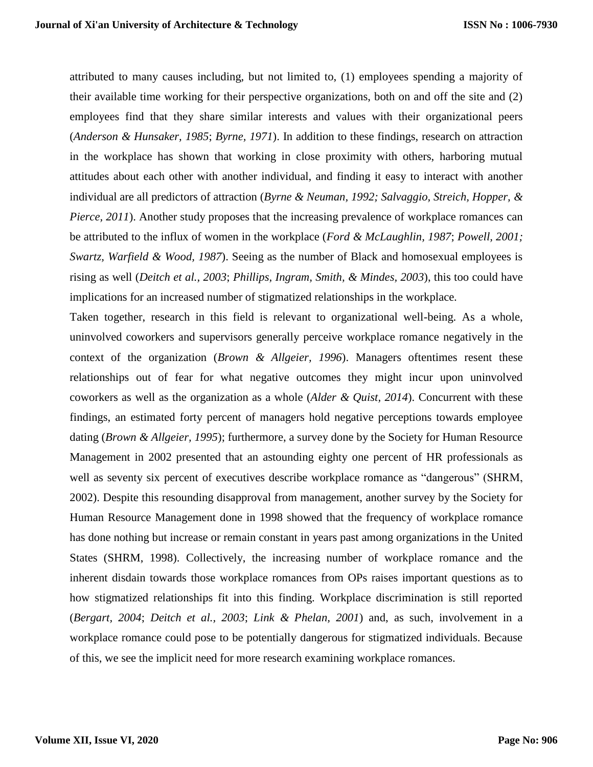attributed to many causes including, but not limited to, (1) employees spending a majority of their available time working for their perspective organizations, both on and off the site and (2) employees find that they share similar interests and values with their organizational peers (*Anderson & Hunsaker, 1985*; *Byrne, 1971*). In addition to these findings, research on attraction in the workplace has shown that working in close proximity with others, harboring mutual attitudes about each other with another individual, and finding it easy to interact with another individual are all predictors of attraction (*Byrne & Neuman, 1992; Salvaggio, Streich, Hopper, & Pierce, 2011*). Another study proposes that the increasing prevalence of workplace romances can be attributed to the influx of women in the workplace (*Ford & McLaughlin, 1987*; *Powell, 2001; Swartz, Warfield & Wood, 1987*). Seeing as the number of Black and homosexual employees is rising as well (*Deitch et al., 2003*; *Phillips, Ingram, Smith, & Mindes, 2003*), this too could have implications for an increased number of stigmatized relationships in the workplace.

Taken together, research in this field is relevant to organizational well-being. As a whole, uninvolved coworkers and supervisors generally perceive workplace romance negatively in the context of the organization (*Brown & Allgeier, 1996*). Managers oftentimes resent these relationships out of fear for what negative outcomes they might incur upon uninvolved coworkers as well as the organization as a whole (*Alder & Quist, 2014*). Concurrent with these findings, an estimated forty percent of managers hold negative perceptions towards employee dating (*Brown & Allgeier, 1995*); furthermore, a survey done by the Society for Human Resource Management in 2002 presented that an astounding eighty one percent of HR professionals as well as seventy six percent of executives describe workplace romance as "dangerous" (SHRM, 2002). Despite this resounding disapproval from management, another survey by the Society for Human Resource Management done in 1998 showed that the frequency of workplace romance has done nothing but increase or remain constant in years past among organizations in the United States (SHRM, 1998). Collectively, the increasing number of workplace romance and the inherent disdain towards those workplace romances from OPs raises important questions as to how stigmatized relationships fit into this finding. Workplace discrimination is still reported (*Bergart, 2004*; *Deitch et al., 2003*; *Link & Phelan, 2001*) and, as such, involvement in a workplace romance could pose to be potentially dangerous for stigmatized individuals. Because of this, we see the implicit need for more research examining workplace romances.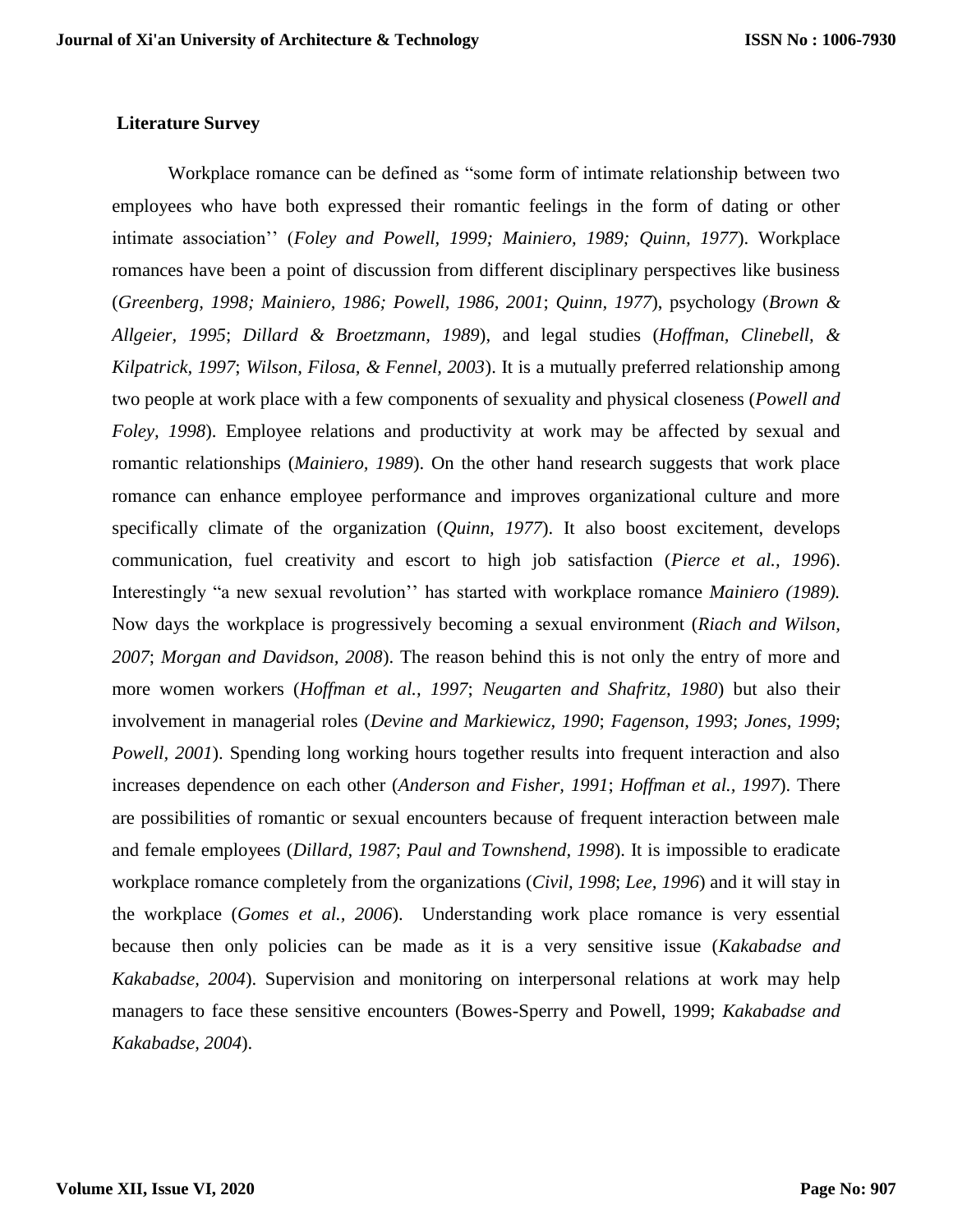**Literature Survey**

Workplace romance can be defined as "some form of intimate relationship between two employees who have both expressed their romantic feelings in the form of dating or other intimate association'' (*Foley and Powell, 1999; Mainiero, 1989; Quinn, 1977*). Workplace romances have been a point of discussion from different disciplinary perspectives like business (*Greenberg, 1998; Mainiero, 1986; Powell, 1986, 2001*; *Quinn, 1977*), psychology (*Brown & Allgeier, 1995*; *Dillard & Broetzmann, 1989*), and legal studies (*Hoffman, Clinebell, & Kilpatrick, 1997*; *Wilson, Filosa, & Fennel, 2003*). It is a mutually preferred relationship among two people at work place with a few components of sexuality and physical closeness (*Powell and Foley, 1998*). Employee relations and productivity at work may be affected by sexual and romantic relationships (*Mainiero, 1989*). On the other hand research suggests that work place romance can enhance employee performance and improves organizational culture and more specifically climate of the organization (*Quinn, 1977*). It also boost excitement, develops communication, fuel creativity and escort to high job satisfaction (*Pierce et al., 1996*). Interestingly "a new sexual revolution'' has started with workplace romance *Mainiero (1989).* Now days the workplace is progressively becoming a sexual environment (*Riach and Wilson, 2007*; *Morgan and Davidson, 2008*). The reason behind this is not only the entry of more and more women workers (*Hoffman et al., 1997*; *Neugarten and Shafritz, 1980*) but also their involvement in managerial roles (*Devine and Markiewicz, 1990*; *Fagenson, 1993*; *Jones, 1999*; *Powell, 2001*). Spending long working hours together results into frequent interaction and also increases dependence on each other (*Anderson and Fisher, 1991*; *Hoffman et al., 1997*). There are possibilities of romantic or sexual encounters because of frequent interaction between male and female employees (*Dillard, 1987*; *Paul and Townshend, 1998*). It is impossible to eradicate workplace romance completely from the organizations (*Civil, 1998*; *Lee, 1996*) and it will stay in the workplace (*Gomes et al., 2006*). Understanding work place romance is very essential because then only policies can be made as it is a very sensitive issue (*Kakabadse and Kakabadse, 2004*). Supervision and monitoring on interpersonal relations at work may help managers to face these sensitive encounters (Bowes-Sperry and Powell, 1999; *Kakabadse and Kakabadse, 2004*).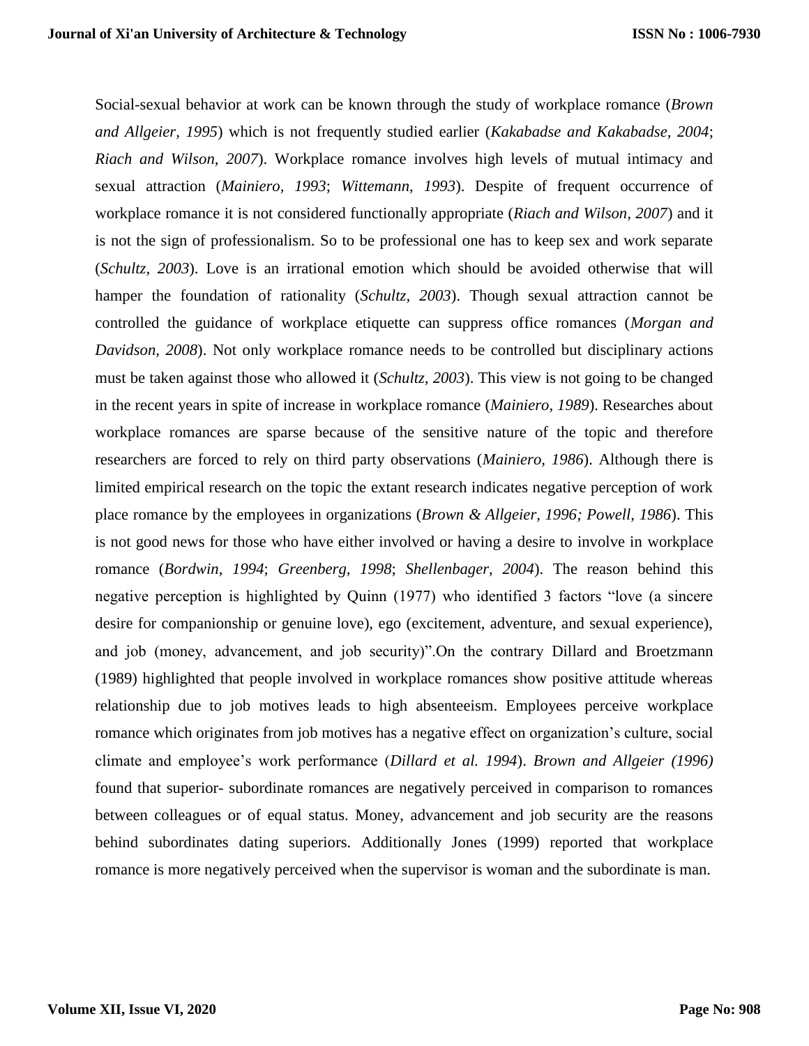Social-sexual behavior at work can be known through the study of workplace romance (*Brown and Allgeier, 1995*) which is not frequently studied earlier (*Kakabadse and Kakabadse, 2004*; *Riach and Wilson, 2007*). Workplace romance involves high levels of mutual intimacy and sexual attraction (*Mainiero, 1993*; *Wittemann, 1993*). Despite of frequent occurrence of workplace romance it is not considered functionally appropriate (*Riach and Wilson, 2007*) and it is not the sign of professionalism. So to be professional one has to keep sex and work separate (*Schultz, 2003*). Love is an irrational emotion which should be avoided otherwise that will hamper the foundation of rationality (*Schultz, 2003*). Though sexual attraction cannot be controlled the guidance of workplace etiquette can suppress office romances (*Morgan and Davidson, 2008*). Not only workplace romance needs to be controlled but disciplinary actions must be taken against those who allowed it (*Schultz, 2003*). This view is not going to be changed in the recent years in spite of increase in workplace romance (*Mainiero, 1989*). Researches about workplace romances are sparse because of the sensitive nature of the topic and therefore researchers are forced to rely on third party observations (*Mainiero, 1986*). Although there is limited empirical research on the topic the extant research indicates negative perception of work place romance by the employees in organizations (*Brown & Allgeier, 1996; Powell, 1986*). This is not good news for those who have either involved or having a desire to involve in workplace romance (*Bordwin, 1994*; *Greenberg, 1998*; *Shellenbager, 2004*). The reason behind this negative perception is highlighted by Quinn (1977) who identified 3 factors "love (a sincere desire for companionship or genuine love), ego (excitement, adventure, and sexual experience), and job (money, advancement, and job security)".On the contrary Dillard and Broetzmann (1989) highlighted that people involved in workplace romances show positive attitude whereas relationship due to job motives leads to high absenteeism. Employees perceive workplace romance which originates from job motives has a negative effect on organization's culture, social climate and employee's work performance (*Dillard et al. 1994*). *Brown and Allgeier (1996)* found that superior- subordinate romances are negatively perceived in comparison to romances between colleagues or of equal status. Money, advancement and job security are the reasons behind subordinates dating superiors. Additionally Jones (1999) reported that workplace romance is more negatively perceived when the supervisor is woman and the subordinate is man.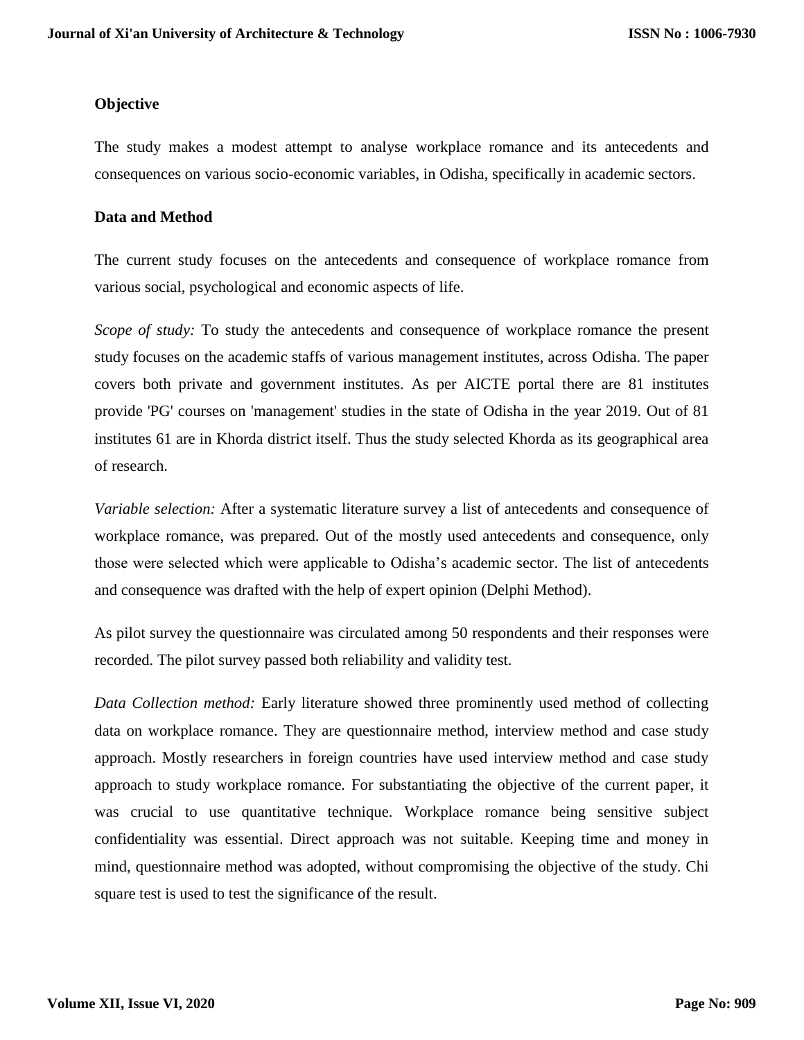**Objective**

The study makes a modest attempt to analyse workplace romance and its antecedents and consequences on various socio-economic variables, in Odisha, specifically in academic sectors.

**Data and Method**

The current study focuses on the antecedents and consequence of workplace romance from various social, psychological and economic aspects of life.

*Scope of study:* To study the antecedents and consequence of workplace romance the present study focuses on the academic staffs of various management institutes, across Odisha. The paper covers both private and government institutes. As per AICTE portal there are 81 institutes provide 'PG' courses on 'management' studies in the state of Odisha in the year 2019. Out of 81 institutes 61 are in Khorda district itself. Thus the study selected Khorda as its geographical area of research.

*Variable selection:* After a systematic literature survey a list of antecedents and consequence of workplace romance, was prepared. Out of the mostly used antecedents and consequence, only those were selected which were applicable to Odisha's academic sector. The list of antecedents and consequence was drafted with the help of expert opinion (Delphi Method).

As pilot survey the questionnaire was circulated among 50 respondents and their responses were recorded. The pilot survey passed both reliability and validity test.

*Data Collection method:* Early literature showed three prominently used method of collecting data on workplace romance. They are questionnaire method, interview method and case study approach. Mostly researchers in foreign countries have used interview method and case study approach to study workplace romance. For substantiating the objective of the current paper, it was crucial to use quantitative technique. Workplace romance being sensitive subject confidentiality was essential. Direct approach was not suitable. Keeping time and money in mind, questionnaire method was adopted, without compromising the objective of the study. Chi square test is used to test the significance of the result.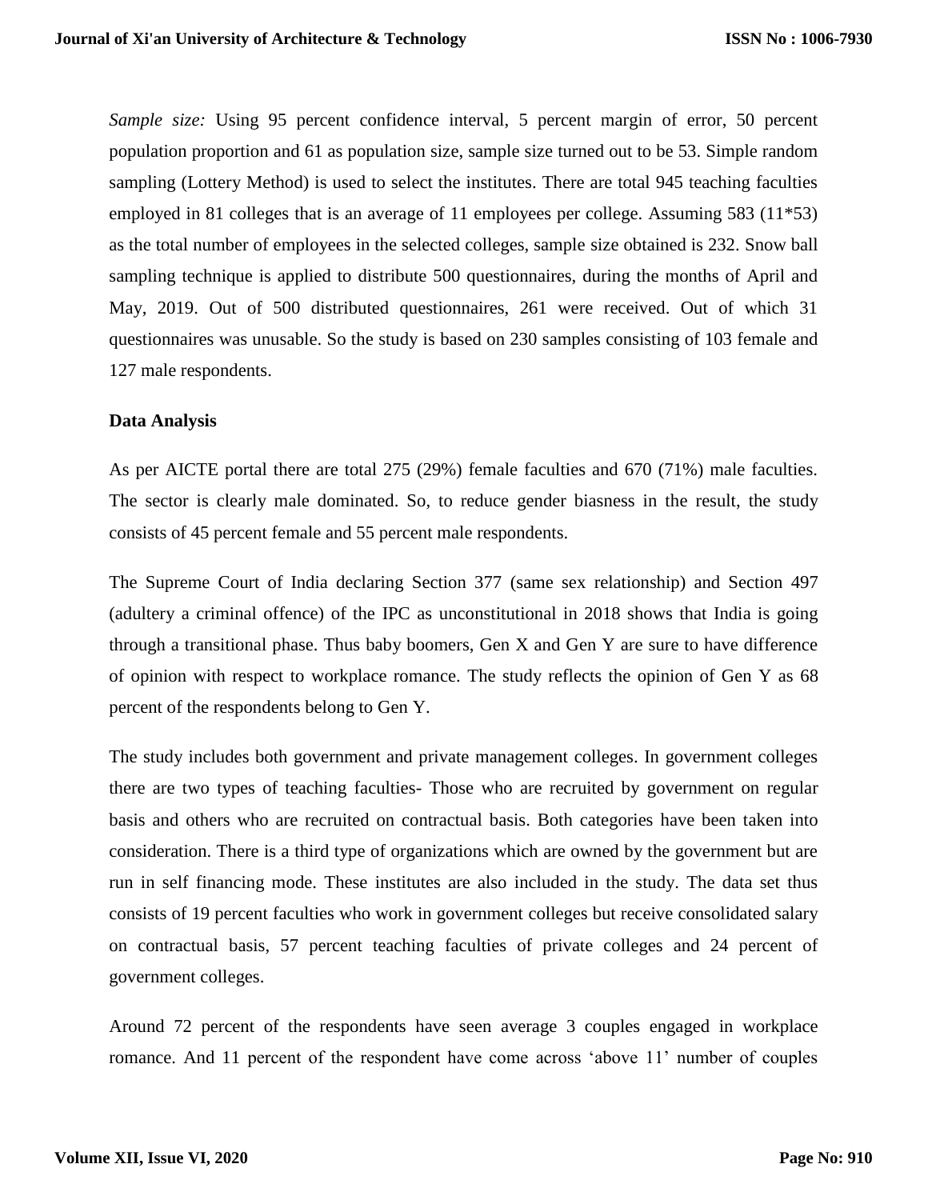*Sample size:* Using 95 percent confidence interval, 5 percent margin of error, 50 percent population proportion and 61 as population size, sample size turned out to be 53. Simple random sampling (Lottery Method) is used to select the institutes. There are total 945 teaching faculties employed in 81 colleges that is an average of 11 employees per college. Assuming 583 (11*53) as the total number of employees in the selected colleges, sample size obtained is 232. Snow ball sampling technique is applied to distribute 500 questionnaires, during the months of April and May, 2019. Out of 500 distributed questionnaires, 261 were received. Out of which 31 questionnaires was unusable. So the study is based on 230 samples consisting of 103 female and 127 male respondents.

**Data Analysis**

As per AICTE portal there are total 275 (29%) female faculties and 670 (71%) male faculties. The sector is clearly male dominated. So, to reduce gender biasness in the result, the study consists of 45 percent female and 55 percent male respondents.

The Supreme Court of India declaring Section 377 (same sex relationship) and Section 497 (adultery a criminal offence) of the IPC as unconstitutional in 2018 shows that India is going through a transitional phase. Thus baby boomers, Gen X and Gen Y are sure to have difference of opinion with respect to workplace romance. The study reflects the opinion of Gen Y as 68 percent of the respondents belong to Gen Y.

The study includes both government and private management colleges. In government colleges there are two types of teaching faculties- Those who are recruited by government on regular basis and others who are recruited on contractual basis. Both categories have been taken into consideration. There is a third type of organizations which are owned by the government but are run in self financing mode. These institutes are also included in the study. The data set thus consists of 19 percent faculties who work in government colleges but receive consolidated salary on contractual basis, 57 percent teaching faculties of private colleges and 24 percent of government colleges.

Around 72 percent of the respondents have seen average 3 couples engaged in workplace romance. And 11 percent of the respondent have come across 'above 11' number of couples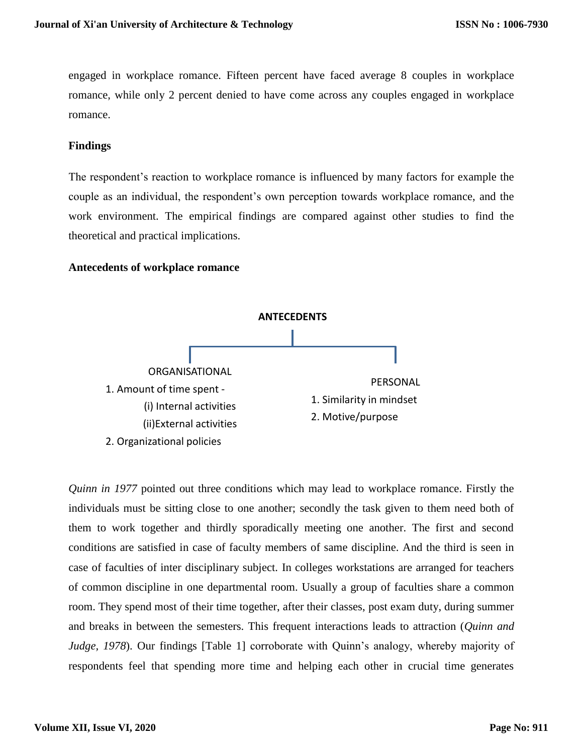engaged in workplace romance. Fifteen percent have faced average 8 couples in workplace romance, while only 2 percent denied to have come across any couples engaged in workplace romance.

**Findings**

The respondent's reaction to workplace romance is influenced by many factors for example the couple as an individual, the respondent's own perception towards workplace romance, and the work environment. The empirical findings are compared against other studies to find the theoretical and practical implications.

**Antecedents of workplace romance**

**ANTECEDENTS**

ORGANISATIONAL

1. Amount of time spent -
   (i) Internal activities
   (ii)External activities
2. Organizational policies

PERSONAL

1. Similarity in mindset
2. Motive/purpose

*Quinn in 1977* pointed out three conditions which may lead to workplace romance. Firstly the individuals must be sitting close to one another; secondly the task given to them need both of them to work together and thirdly sporadically meeting one another. The first and second conditions are satisfied in case of faculty members of same discipline. And the third is seen in case of faculties of inter disciplinary subject. In colleges workstations are arranged for teachers of common discipline in one departmental room. Usually a group of faculties share a common room. They spend most of their time together, after their classes, post exam duty, during summer and breaks in between the semesters. This frequent interactions leads to attraction (*Quinn and Judge, 1978*). Our findings [Table 1] corroborate with Quinn's analogy, whereby majority of respondents feel that spending more time and helping each other in crucial time generates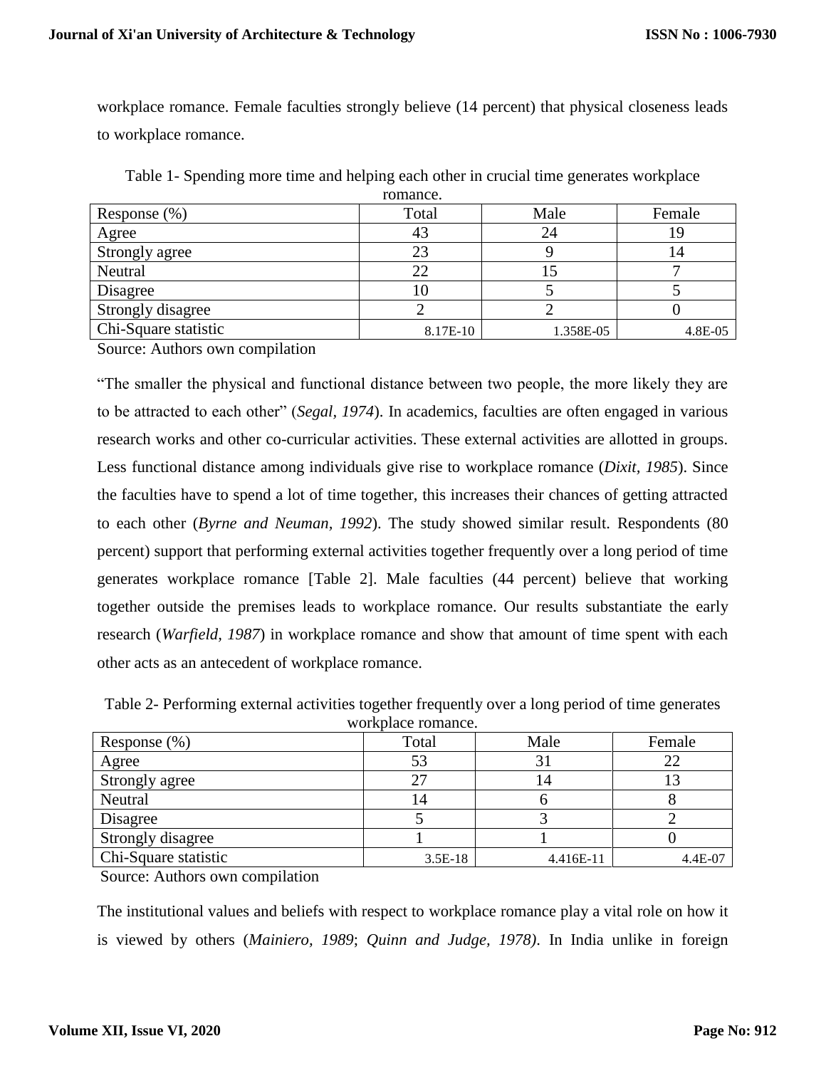workplace romance. Female faculties strongly believe (14 percent) that physical closeness leads to workplace romance.

Table 1- Spending more time and helping each other in crucial time generates workplace romance.

| Response (%) | Total | Male | Female |
|---|---|---|---|
| Agree | 43 | 24 | 19 |
| Strongly agree | 23 | 9 | 14 |
| Neutral | 22 | 15 | 7 |
| Disagree | 10 | 5 | 5 |
| Strongly disagree | 2 | 2 | 0 |
| Chi-Square statistic | 8.17E-10 | 1.358E-05 | 4.8E-05 |

Source: Authors own compilation

"The smaller the physical and functional distance between two people, the more likely they are to be attracted to each other" (*Segal, 1974*). In academics, faculties are often engaged in various research works and other co-curricular activities. These external activities are allotted in groups. Less functional distance among individuals give rise to workplace romance (*Dixit, 1985*). Since the faculties have to spend a lot of time together, this increases their chances of getting attracted to each other (*Byrne and Neuman, 1992*). The study showed similar result. Respondents (80 percent) support that performing external activities together frequently over a long period of time generates workplace romance [Table 2]. Male faculties (44 percent) believe that working together outside the premises leads to workplace romance. Our results substantiate the early research (*Warfield, 1987*) in workplace romance and show that amount of time spent with each other acts as an antecedent of workplace romance.

Table 2- Performing external activities together frequently over a long period of time generates workplace romance.

| Response (%) | Total | Male | Female |
|---|---|---|---|
| Agree | 53 | 31 | 22 |
| Strongly agree | 27 | 14 | 13 |
| Neutral | 14 | 6 | 8 |
| Disagree | 5 | 3 | 2 |
| Strongly disagree | 1 | 1 | 0 |
| Chi-Square statistic | 3.5E-18 | 4.416E-11 | 4.4E-07 |

Source: Authors own compilation

The institutional values and beliefs with respect to workplace romance play a vital role on how it is viewed by others (*Mainiero, 1989*; *Quinn and Judge, 1978)*. In India unlike in foreign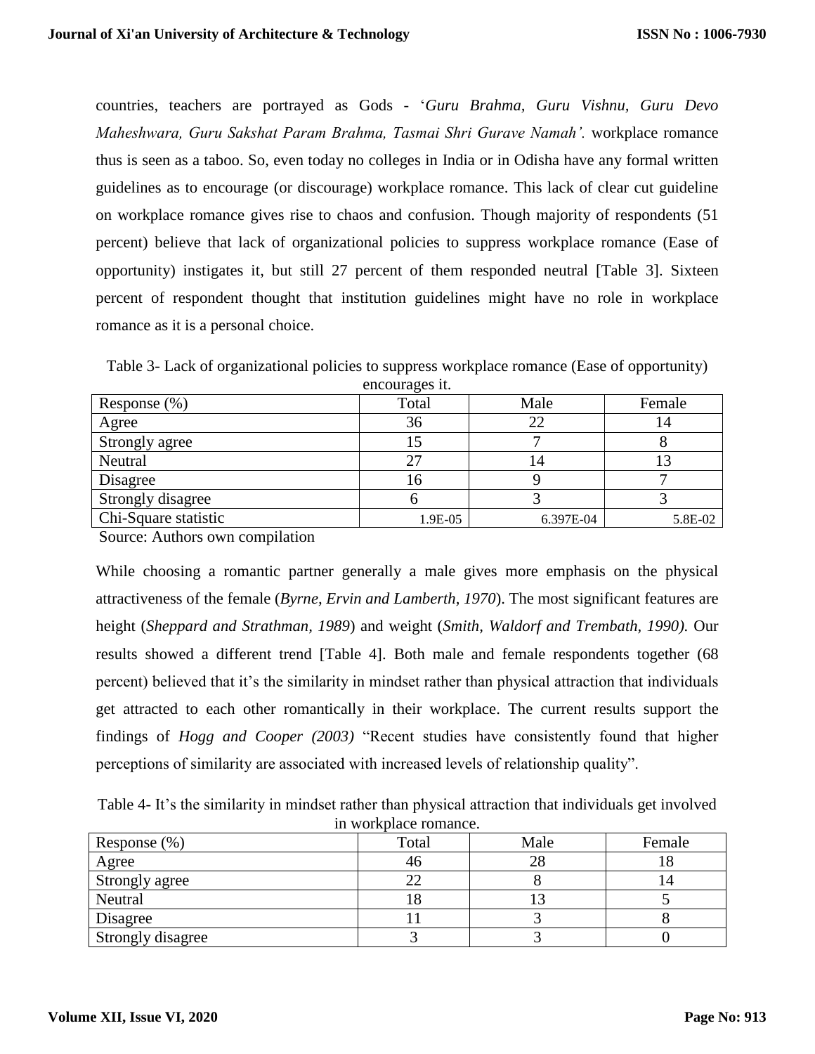countries, teachers are portrayed as Gods - '*Guru Brahma, Guru Vishnu, Guru Devo Maheshwara, Guru Sakshat Param Brahma, Tasmai Shri Gurave Namah'.* workplace romance thus is seen as a taboo. So, even today no colleges in India or in Odisha have any formal written guidelines as to encourage (or discourage) workplace romance. This lack of clear cut guideline on workplace romance gives rise to chaos and confusion. Though majority of respondents (51 percent) believe that lack of organizational policies to suppress workplace romance (Ease of opportunity) instigates it, but still 27 percent of them responded neutral [Table 3]. Sixteen percent of respondent thought that institution guidelines might have no role in workplace romance as it is a personal choice.

Table 3- Lack of organizational policies to suppress workplace romance (Ease of opportunity) encourages it.

| Response (%) | Total | Male | Female |
|---|---|---|---|
| Agree | 36 | 22 | 14 |
| Strongly agree | 15 | 7 | 8 |
| Neutral | 27 | 14 | 13 |
| Disagree | 16 | 9 | 7 |
| Strongly disagree | 6 | 3 | 3 |
| Chi-Square statistic | 1.9E-05 | 6.397E-04 | 5.8E-02 |

Source: Authors own compilation

While choosing a romantic partner generally a male gives more emphasis on the physical attractiveness of the female (*Byrne, Ervin and Lamberth, 1970*). The most significant features are height (*Sheppard and Strathman, 1989*) and weight (*Smith, Waldorf and Trembath, 1990).* Our results showed a different trend [Table 4]. Both male and female respondents together (68 percent) believed that it's the similarity in mindset rather than physical attraction that individuals get attracted to each other romantically in their workplace. The current results support the findings of *Hogg and Cooper (2003)* "Recent studies have consistently found that higher perceptions of similarity are associated with increased levels of relationship quality".

Table 4- It's the similarity in mindset rather than physical attraction that individuals get involved in workplace romance.

| Response (%) | Total | Male | Female |
|---|---|---|---|
| Agree | 46 | 28 | 18 |
| Strongly agree | 22 | 8 | 14 |
| Neutral | 18 | 13 | 5 |
| Disagree | 11 | 3 | 8 |
| Strongly disagree | 3 | 3 | 0 |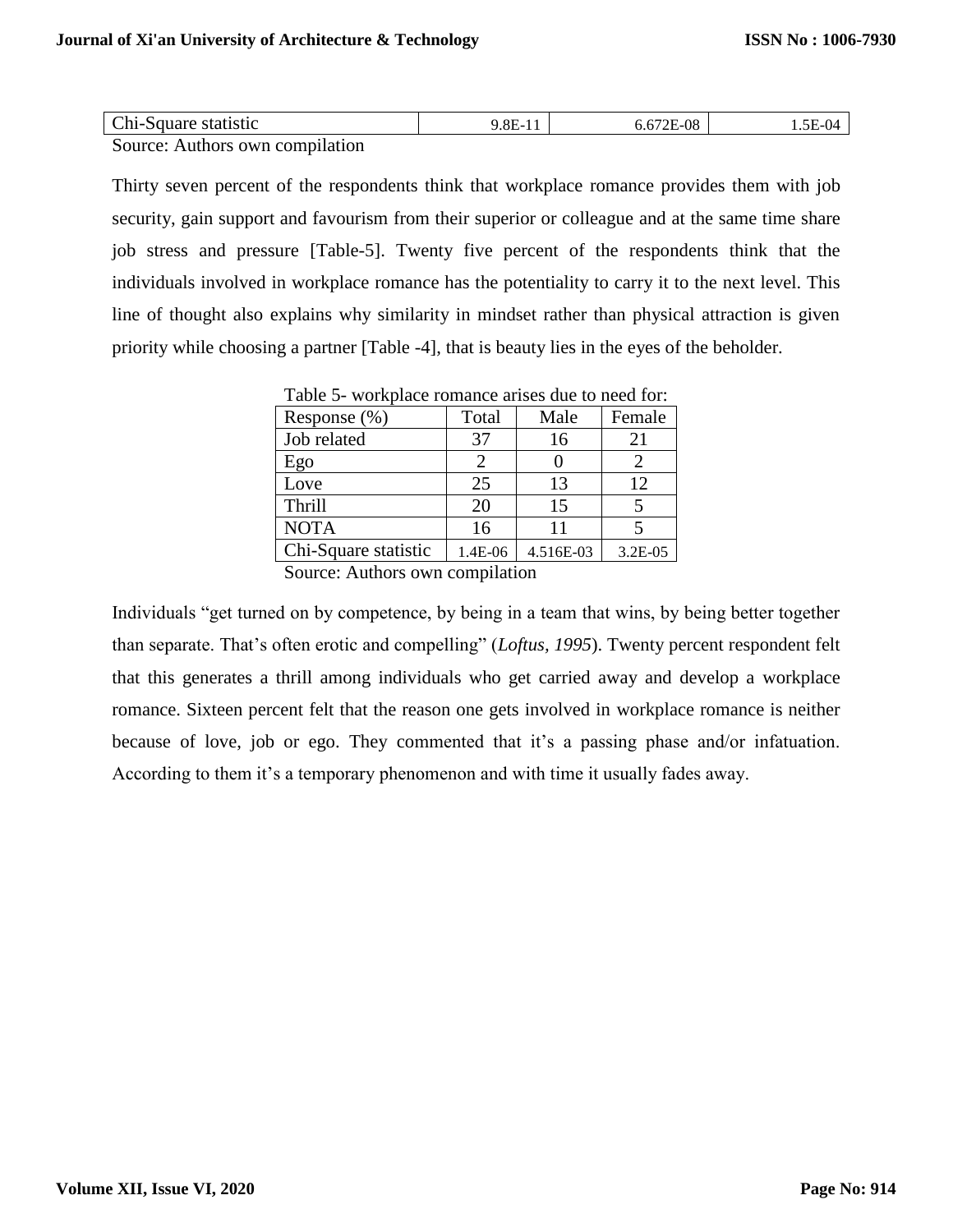| Chi-Square statistic | 9.8E-11 | 6.672E-08 | 1.5E-04 |
|---|---|---|---|

Source: Authors own compilation

Thirty seven percent of the respondents think that workplace romance provides them with job security, gain support and favourism from their superior or colleague and at the same time share job stress and pressure [Table-5]. Twenty five percent of the respondents think that the individuals involved in workplace romance has the potentiality to carry it to the next level. This line of thought also explains why similarity in mindset rather than physical attraction is given priority while choosing a partner [Table -4], that is beauty lies in the eyes of the beholder.

Table 5- workplace romance arises due to need for:

| Response (%) | Total | Male | Female |
|---|---|---|---|
| Job related | 37 | 16 | 21 |
| Ego | 2 | 0 | 2 |
| Love | 25 | 13 | 12 |
| Thrill | 20 | 15 | 5 |
| NOTA | 16 | 11 | 5 |
| Chi-Square statistic | 1.4E-06 | 4.516E-03 | 3.2E-05 |

Source: Authors own compilation

Individuals "get turned on by competence, by being in a team that wins, by being better together than separate. That's often erotic and compelling" (*Loftus, 1995*). Twenty percent respondent felt that this generates a thrill among individuals who get carried away and develop a workplace romance. Sixteen percent felt that the reason one gets involved in workplace romance is neither because of love, job or ego. They commented that it's a passing phase and/or infatuation. According to them it's a temporary phenomenon and with time it usually fades away.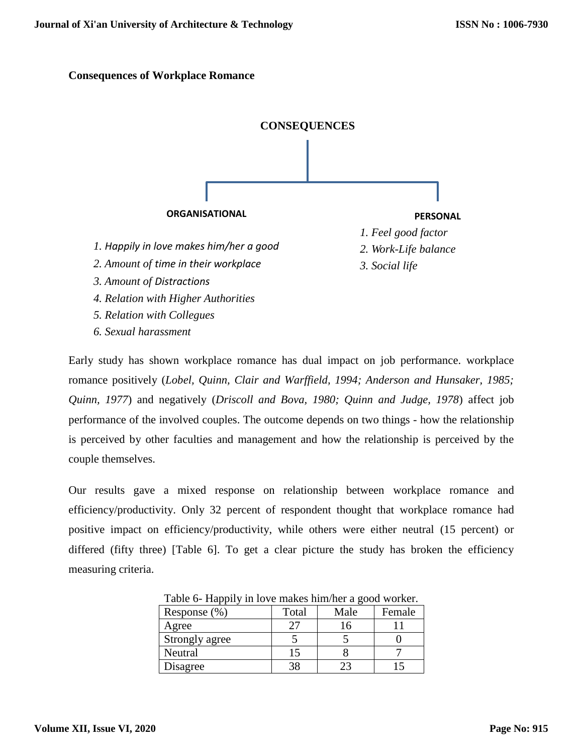**Consequences of Workplace Romance**

**CONSEQUENCES**

**ORGANISATIONAL**

1. *Happily in love makes him/her a good*
2. *Amount of time in their workplace*
3. *Amount of Distractions*
4. *Relation with Higher Authorities*
5. *Relation with Collegues*
6. *Sexual harassment*

**PERSONAL**

1. *Feel good factor*
2. *Work-Life balance*
3. *Social life*

Early study has shown workplace romance has dual impact on job performance. workplace romance positively (*Lobel, Quinn, Clair and Warffield, 1994; Anderson and Hunsaker, 1985; Quinn, 1977*) and negatively (*Driscoll and Bova, 1980; Quinn and Judge, 1978*) affect job performance of the involved couples. The outcome depends on two things - how the relationship is perceived by other faculties and management and how the relationship is perceived by the couple themselves.

Our results gave a mixed response on relationship between workplace romance and efficiency/productivity. Only 32 percent of respondent thought that workplace romance had positive impact on efficiency/productivity, while others were either neutral (15 percent) or differed (fifty three) [Table 6]. To get a clear picture the study has broken the efficiency measuring criteria.

Table 6- Happily in love makes him/her a good worker.

| Response (%) | Total | Male | Female |
|---|---|---|---|
| Agree | 27 | 16 | 11 |
| Strongly agree | 5 | 5 | 0 |
| Neutral | 15 | 8 | 7 |
| Disagree | 38 | 23 | 15 |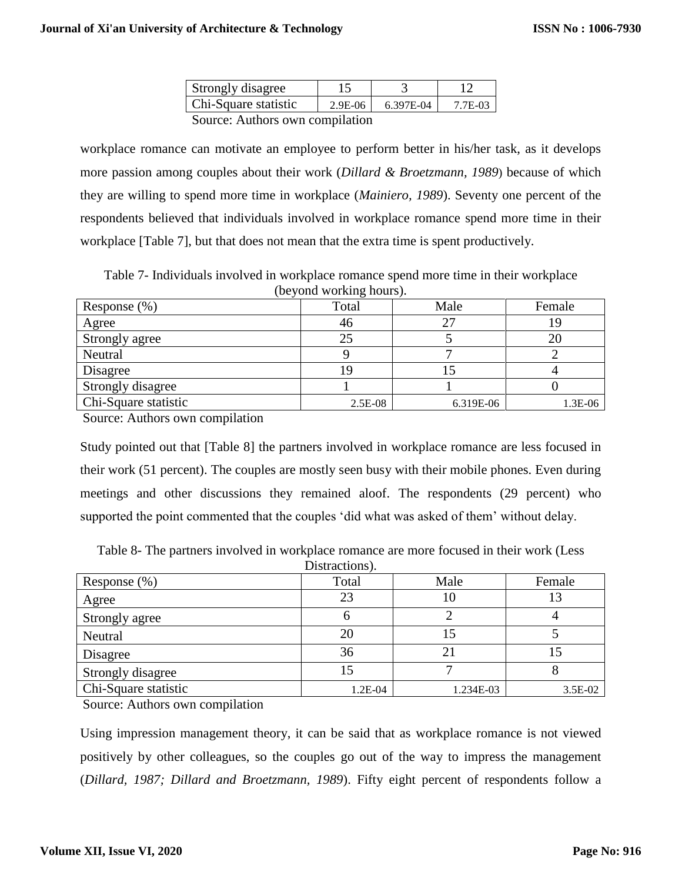| Strongly disagree | 15 | 3 | 12 |
|---|---|---|---|
| Chi-Square statistic | 2.9E-06 | 6.397E-04 | 7.7E-03 |

Source: Authors own compilation

workplace romance can motivate an employee to perform better in his/her task, as it develops more passion among couples about their work (*Dillard & Broetzmann, 1989*) because of which they are willing to spend more time in workplace (*Mainiero, 1989*). Seventy one percent of the respondents believed that individuals involved in workplace romance spend more time in their workplace [Table 7], but that does not mean that the extra time is spent productively.

Table 7- Individuals involved in workplace romance spend more time in their workplace (beyond working hours).

| Response (%) | Total | Male | Female |
|---|---|---|---|
| Agree | 46 | 27 | 19 |
| Strongly agree | 25 | 5 | 20 |
| Neutral | 9 | 7 | 2 |
| Disagree | 19 | 15 | 4 |
| Strongly disagree | 1 | 1 | 0 |
| Chi-Square statistic | 2.5E-08 | 6.319E-06 | 1.3E-06 |

Source: Authors own compilation

Study pointed out that [Table 8] the partners involved in workplace romance are less focused in their work (51 percent). The couples are mostly seen busy with their mobile phones. Even during meetings and other discussions they remained aloof. The respondents (29 percent) who supported the point commented that the couples 'did what was asked of them' without delay.

Table 8- The partners involved in workplace romance are more focused in their work (Less Distractions).

| Response (%) | Total | Male | Female |
|---|---|---|---|
| Agree | 23 | 10 | 13 |
| Strongly agree | 6 | 2 | 4 |
| Neutral | 20 | 15 | 5 |
| Disagree | 36 | 21 | 15 |
| Strongly disagree | 15 | 7 | 8 |
| Chi-Square statistic | 1.2E-04 | 1.234E-03 | 3.5E-02 |

Source: Authors own compilation

Using impression management theory, it can be said that as workplace romance is not viewed positively by other colleagues, so the couples go out of the way to impress the management (*Dillard, 1987; Dillard and Broetzmann, 1989*). Fifty eight percent of respondents follow a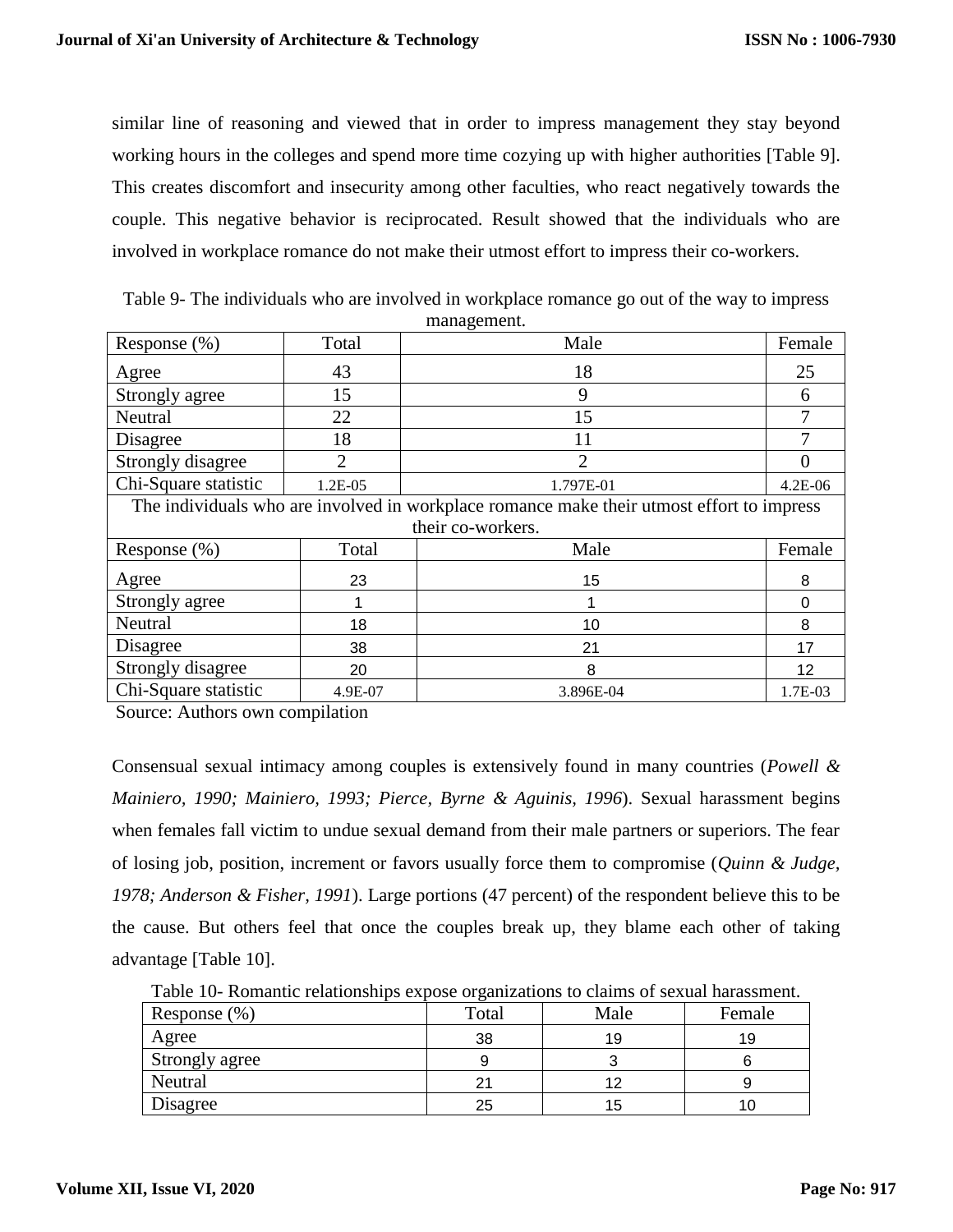similar line of reasoning and viewed that in order to impress management they stay beyond working hours in the colleges and spend more time cozying up with higher authorities [Table 9]. This creates discomfort and insecurity among other faculties, who react negatively towards the couple. This negative behavior is reciprocated. Result showed that the individuals who are involved in workplace romance do not make their utmost effort to impress their co-workers.

Table 9- The individuals who are involved in workplace romance go out of the way to impress management.

| Response (%) | Total | Male | Female |
|---|---|---|---|
| Agree | 43 | 18 | 25 |
| Strongly agree | 15 | 9 | 6 |
| Neutral | 22 | 15 | 7 |
| Disagree | 18 | 11 | 7 |
| Strongly disagree | 2 | 2 | 0 |
| Chi-Square statistic | 1.2E-05 | 1.797E-01 | 4.2E-06 |
| The individuals who are involved in workplace romance make their utmost effort to impress their co-workers. | | | |
| Response (%) | Total | Male | Female |
| Agree | 23 | 15 | 8 |
| Strongly agree | 1 | 1 | 0 |
| Neutral | 18 | 10 | 8 |
| Disagree | 38 | 21 | 17 |
| Strongly disagree | 20 | 8 | 12 |
| Chi-Square statistic | 4.9E-07 | 3.896E-04 | 1.7E-03 |

Source: Authors own compilation

Consensual sexual intimacy among couples is extensively found in many countries (*Powell & Mainiero, 1990; Mainiero, 1993; Pierce, Byrne & Aguinis, 1996*). Sexual harassment begins when females fall victim to undue sexual demand from their male partners or superiors. The fear of losing job, position, increment or favors usually force them to compromise (*Quinn & Judge, 1978; Anderson & Fisher, 1991*). Large portions (47 percent) of the respondent believe this to be the cause. But others feel that once the couples break up, they blame each other of taking advantage [Table 10].

Table 10- Romantic relationships expose organizations to claims of sexual harassment.

| Response (%) | Total | Male | Female |
|---|---|---|---|
| Agree | 38 | 19 | 19 |
| Strongly agree | 9 | 3 | 6 |
| Neutral | 21 | 12 | 9 |
| Disagree | 25 | 15 | 10 |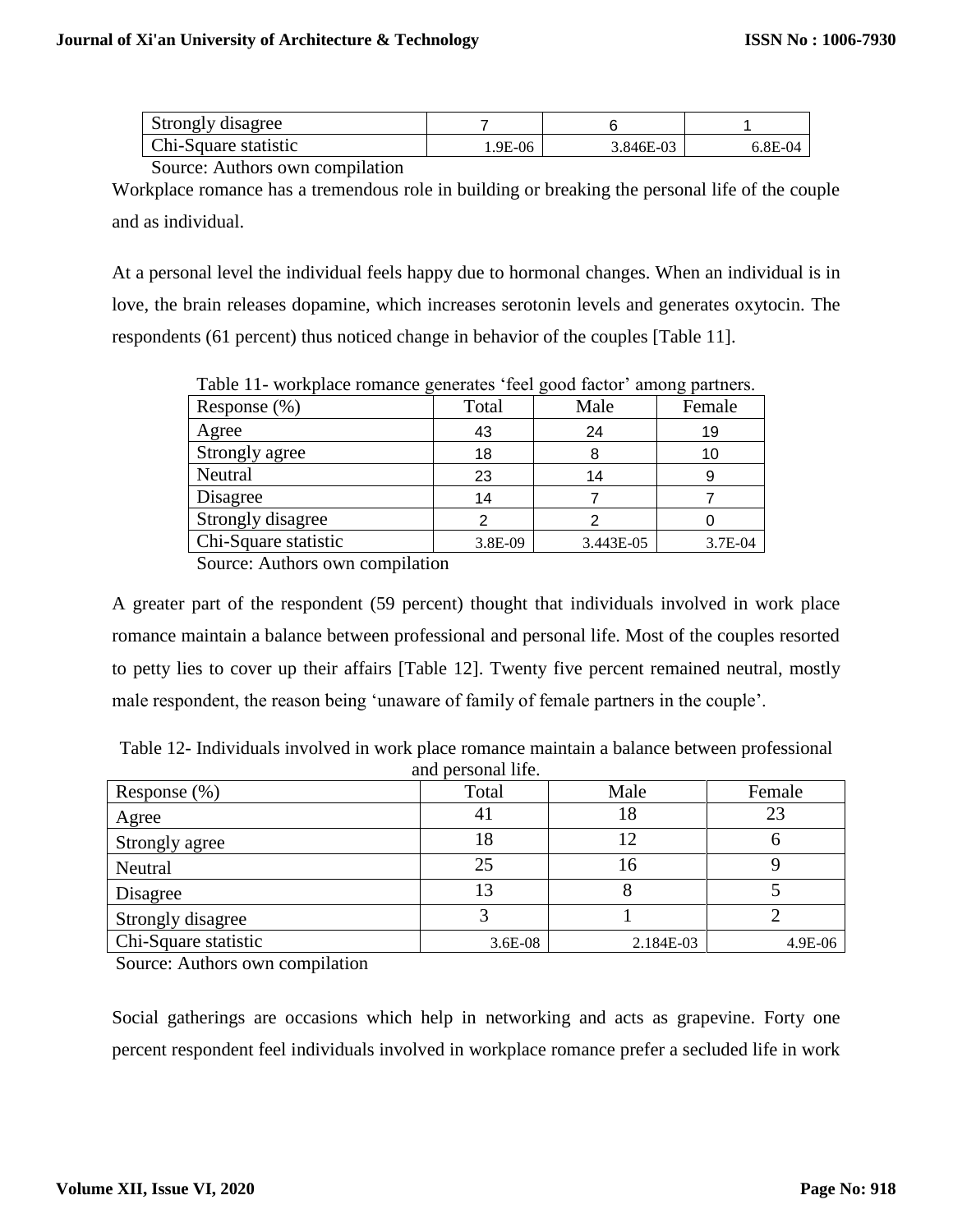| Strongly disagree | 7 | 6 | 1 |
|---|---|---|---|
| Chi-Square statistic | 1.9E-06 | 3.846E-03 | 6.8E-04 |

Source: Authors own compilation

Workplace romance has a tremendous role in building or breaking the personal life of the couple and as individual.

At a personal level the individual feels happy due to hormonal changes. When an individual is in love, the brain releases dopamine, which increases serotonin levels and generates oxytocin. The respondents (61 percent) thus noticed change in behavior of the couples [Table 11].

Table 11- workplace romance generates 'feel good factor' among partners.

| Response (%) | Total | Male | Female |
|---|---|---|---|
| Agree | 43 | 24 | 19 |
| Strongly agree | 18 | 8 | 10 |
| Neutral | 23 | 14 | 9 |
| Disagree | 14 | 7 | 7 |
| Strongly disagree | 2 | 2 | 0 |
| Chi-Square statistic | 3.8E-09 | 3.443E-05 | 3.7E-04 |

Source: Authors own compilation

A greater part of the respondent (59 percent) thought that individuals involved in work place romance maintain a balance between professional and personal life. Most of the couples resorted to petty lies to cover up their affairs [Table 12]. Twenty five percent remained neutral, mostly male respondent, the reason being 'unaware of family of female partners in the couple'.

Table 12- Individuals involved in work place romance maintain a balance between professional and personal life.

| Response (%) | Total | Male | Female |
|---|---|---|---|
| Agree | 41 | 18 | 23 |
| Strongly agree | 18 | 12 | 6 |
| Neutral | 25 | 16 | 9 |
| Disagree | 13 | 8 | 5 |
| Strongly disagree | 3 | 1 | 2 |
| Chi-Square statistic | 3.6E-08 | 2.184E-03 | 4.9E-06 |

Source: Authors own compilation

Social gatherings are occasions which help in networking and acts as grapevine. Forty one percent respondent feel individuals involved in workplace romance prefer a secluded life in work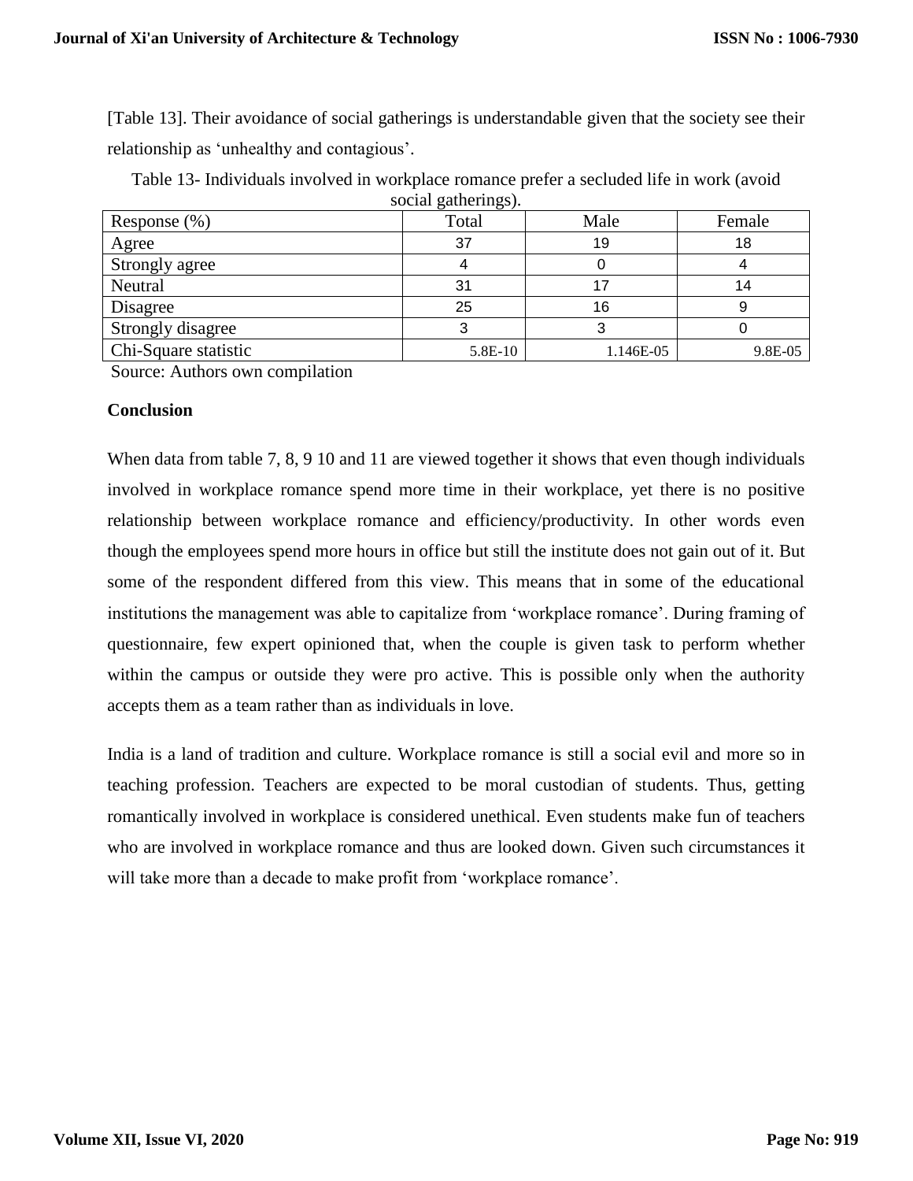[Table 13]. Their avoidance of social gatherings is understandable given that the society see their relationship as ‘unhealthy and contagious’.

Table 13- Individuals involved in workplace romance prefer a secluded life in work (avoid social gatherings).

| Response (%) | Total | Male | Female |
|---|---|---|---|
| Agree | 37 | 19 | 18 |
| Strongly agree | 4 | 0 | 4 |
| Neutral | 31 | 17 | 14 |
| Disagree | 25 | 16 | 9 |
| Strongly disagree | 3 | 3 | 0 |
| Chi-Square statistic | 5.8E-10 | 1.146E-05 | 9.8E-05 |

Source: Authors own compilation

**Conclusion**

When data from table 7, 8, 9 10 and 11 are viewed together it shows that even though individuals involved in workplace romance spend more time in their workplace, yet there is no positive relationship between workplace romance and efficiency/productivity. In other words even though the employees spend more hours in office but still the institute does not gain out of it. But some of the respondent differed from this view. This means that in some of the educational institutions the management was able to capitalize from ‘workplace romance’. During framing of questionnaire, few expert opinioned that, when the couple is given task to perform whether within the campus or outside they were pro active. This is possible only when the authority accepts them as a team rather than as individuals in love.

India is a land of tradition and culture. Workplace romance is still a social evil and more so in teaching profession. Teachers are expected to be moral custodian of students. Thus, getting romantically involved in workplace is considered unethical. Even students make fun of teachers who are involved in workplace romance and thus are looked down. Given such circumstances it will take more than a decade to make profit from ‘workplace romance’.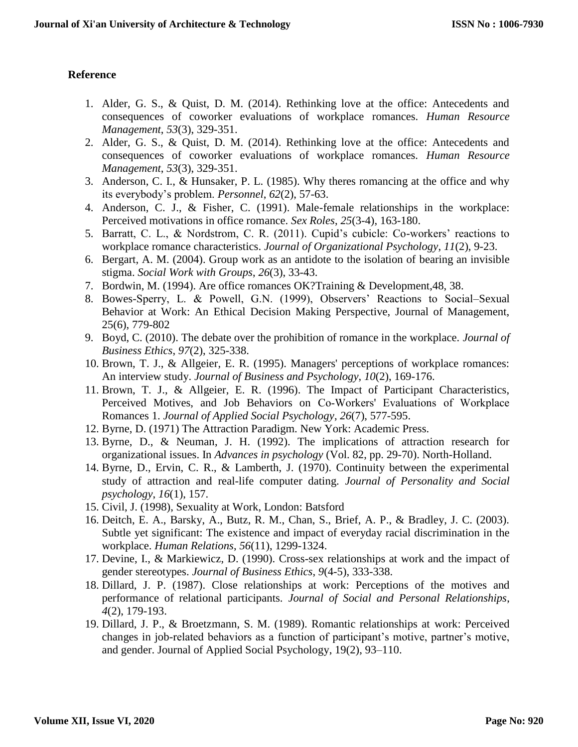**Reference**

1. Alder, G. S., & Quist, D. M. (2014). Rethinking love at the office: Antecedents and consequences of coworker evaluations of workplace romances. *Human Resource Management*, *53*(3), 329-351.
2. Alder, G. S., & Quist, D. M. (2014). Rethinking love at the office: Antecedents and consequences of coworker evaluations of workplace romances. *Human Resource Management*, *53*(3), 329-351.
3. Anderson, C. I., & Hunsaker, P. L. (1985). Why theres romancing at the office and why its everybody's problem. *Personnel*, *62*(2), 57-63.
4. Anderson, C. J., & Fisher, C. (1991). Male-female relationships in the workplace: Perceived motivations in office romance. *Sex Roles*, *25*(3-4), 163-180.
5. Barratt, C. L., & Nordstrom, C. R. (2011). Cupid's cubicle: Co-workers' reactions to workplace romance characteristics. *Journal of Organizational Psychology*, *11*(2), 9-23.
6. Bergart, A. M. (2004). Group work as an antidote to the isolation of bearing an invisible stigma. *Social Work with Groups*, *26*(3), 33-43.
7. Bordwin, M. (1994). Are office romances OK?Training & Development,48, 38.
8. Bowes-Sperry, L. & Powell, G.N. (1999), Observers' Reactions to Social–Sexual Behavior at Work: An Ethical Decision Making Perspective, Journal of Management, 25(6), 779-802
9. Boyd, C. (2010). The debate over the prohibition of romance in the workplace. *Journal of Business Ethics*, *97*(2), 325-338.
10. Brown, T. J., & Allgeier, E. R. (1995). Managers' perceptions of workplace romances: An interview study. *Journal of Business and Psychology*, *10*(2), 169-176.
11. Brown, T. J., & Allgeier, E. R. (1996). The Impact of Participant Characteristics, Perceived Motives, and Job Behaviors on Co-Workers' Evaluations of Workplace Romances 1. *Journal of Applied Social Psychology*, *26*(7), 577-595.
12. Byrne, D. (1971) The Attraction Paradigm. New York: Academic Press.
13. Byrne, D., & Neuman, J. H. (1992). The implications of attraction research for organizational issues. In *Advances in psychology* (Vol. 82, pp. 29-70). North-Holland.
14. Byrne, D., Ervin, C. R., & Lamberth, J. (1970). Continuity between the experimental study of attraction and real-life computer dating. *Journal of Personality and Social psychology*, *16*(1), 157.
15. Civil, J. (1998), Sexuality at Work, London: Batsford
16. Deitch, E. A., Barsky, A., Butz, R. M., Chan, S., Brief, A. P., & Bradley, J. C. (2003). Subtle yet significant: The existence and impact of everyday racial discrimination in the workplace. *Human Relations*, *56*(11), 1299-1324.
17. Devine, I., & Markiewicz, D. (1990). Cross-sex relationships at work and the impact of gender stereotypes. *Journal of Business Ethics*, *9*(4-5), 333-338.
18. Dillard, J. P. (1987). Close relationships at work: Perceptions of the motives and performance of relational participants. *Journal of Social and Personal Relationships*, *4*(2), 179-193.
19. Dillard, J. P., & Broetzmann, S. M. (1989). Romantic relationships at work: Perceived changes in job-related behaviors as a function of participant's motive, partner's motive, and gender. Journal of Applied Social Psychology, 19(2), 93–110.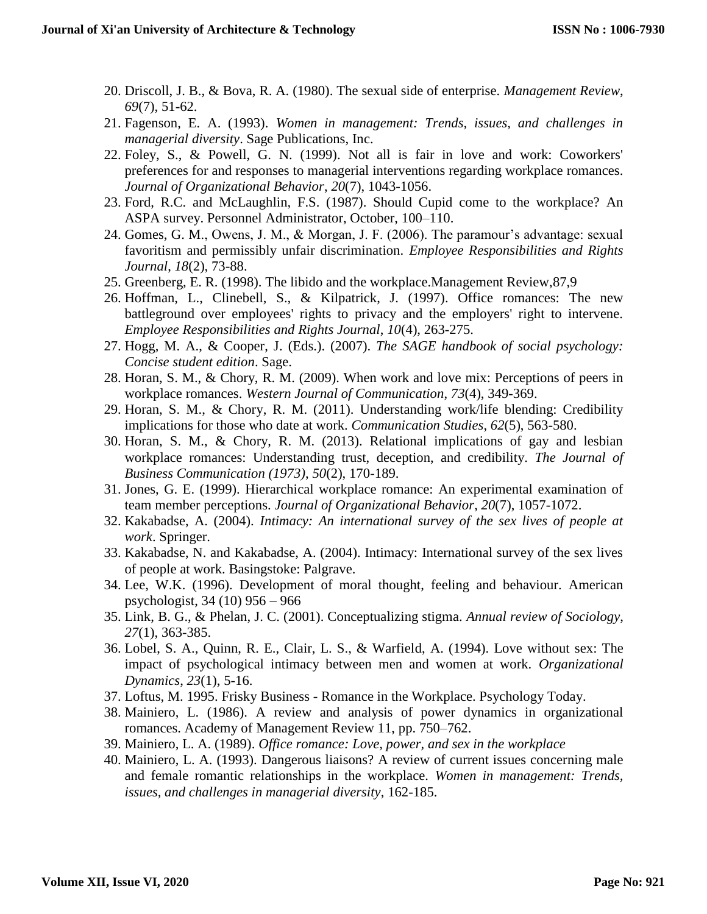20. Driscoll, J. B., & Bova, R. A. (1980). The sexual side of enterprise. *Management Review*, *69*(7), 51-62.
21. Fagenson, E. A. (1993). *Women in management: Trends, issues, and challenges in managerial diversity*. Sage Publications, Inc.
22. Foley, S., & Powell, G. N. (1999). Not all is fair in love and work: Coworkers' preferences for and responses to managerial interventions regarding workplace romances. *Journal of Organizational Behavior*, *20*(7), 1043-1056.
23. Ford, R.C. and McLaughlin, F.S. (1987). Should Cupid come to the workplace? An ASPA survey. Personnel Administrator, October, 100–110.
24. Gomes, G. M., Owens, J. M., & Morgan, J. F. (2006). The paramour's advantage: sexual favoritism and permissibly unfair discrimination. *Employee Responsibilities and Rights Journal*, *18*(2), 73-88.
25. Greenberg, E. R. (1998). The libido and the workplace.Management Review,87,9
26. Hoffman, L., Clinebell, S., & Kilpatrick, J. (1997). Office romances: The new battleground over employees' rights to privacy and the employers' right to intervene. *Employee Responsibilities and Rights Journal*, *10*(4), 263-275.
27. Hogg, M. A., & Cooper, J. (Eds.). (2007). *The SAGE handbook of social psychology: Concise student edition*. Sage.
28. Horan, S. M., & Chory, R. M. (2009). When work and love mix: Perceptions of peers in workplace romances. *Western Journal of Communication*, *73*(4), 349-369.
29. Horan, S. M., & Chory, R. M. (2011). Understanding work/life blending: Credibility implications for those who date at work. *Communication Studies*, *62*(5), 563-580.
30. Horan, S. M., & Chory, R. M. (2013). Relational implications of gay and lesbian workplace romances: Understanding trust, deception, and credibility. *The Journal of Business Communication (1973)*, *50*(2), 170-189.
31. Jones, G. E. (1999). Hierarchical workplace romance: An experimental examination of team member perceptions. *Journal of Organizational Behavior*, *20*(7), 1057-1072.
32. Kakabadse, A. (2004). *Intimacy: An international survey of the sex lives of people at work*. Springer.
33. Kakabadse, N. and Kakabadse, A. (2004). Intimacy: International survey of the sex lives of people at work. Basingstoke: Palgrave.
34. Lee, W.K. (1996). Development of moral thought, feeling and behaviour. American psychologist, 34 (10) 956 – 966
35. Link, B. G., & Phelan, J. C. (2001). Conceptualizing stigma. *Annual review of Sociology*, *27*(1), 363-385.
36. Lobel, S. A., Quinn, R. E., Clair, L. S., & Warfield, A. (1994). Love without sex: The impact of psychological intimacy between men and women at work. *Organizational Dynamics*, *23*(1), 5-16.
37. Loftus, M. 1995. Frisky Business - Romance in the Workplace. Psychology Today.
38. Mainiero, L. (1986). A review and analysis of power dynamics in organizational romances. Academy of Management Review 11, pp. 750–762.
39. Mainiero, L. A. (1989). *Office romance: Love, power, and sex in the workplace*
40. Mainiero, L. A. (1993). Dangerous liaisons? A review of current issues concerning male and female romantic relationships in the workplace. *Women in management: Trends, issues, and challenges in managerial diversity*, 162-185.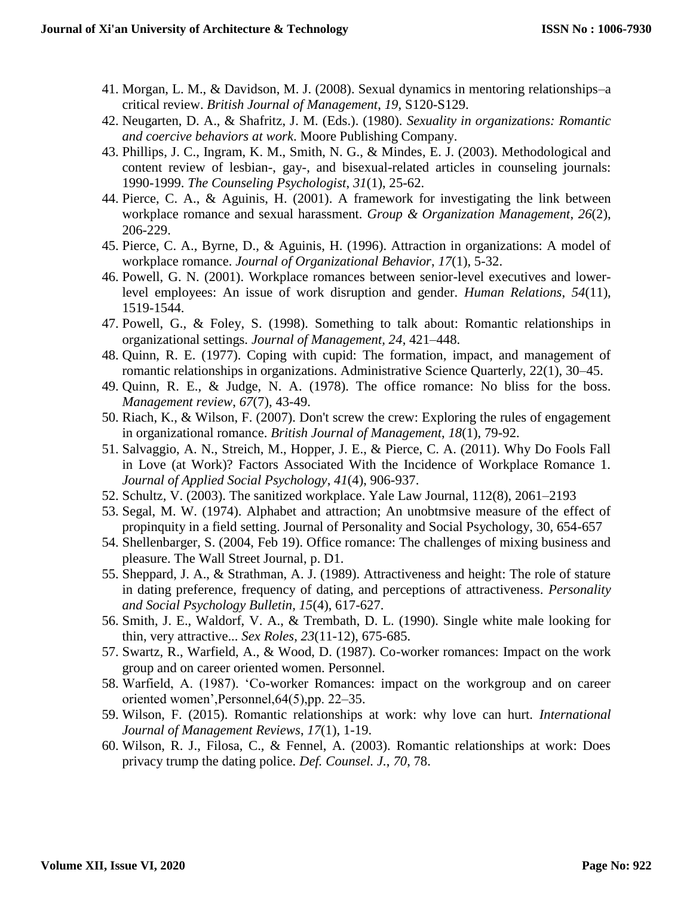41. Morgan, L. M., & Davidson, M. J. (2008). Sexual dynamics in mentoring relationships–a critical review. *British Journal of Management*, *19*, S120-S129.
42. Neugarten, D. A., & Shafritz, J. M. (Eds.). (1980). *Sexuality in organizations: Romantic and coercive behaviors at work*. Moore Publishing Company.
43. Phillips, J. C., Ingram, K. M., Smith, N. G., & Mindes, E. J. (2003). Methodological and content review of lesbian-, gay-, and bisexual-related articles in counseling journals: 1990-1999. *The Counseling Psychologist*, *31*(1), 25-62.
44. Pierce, C. A., & Aguinis, H. (2001). A framework for investigating the link between workplace romance and sexual harassment. *Group & Organization Management*, *26*(2), 206-229.
45. Pierce, C. A., Byrne, D., & Aguinis, H. (1996). Attraction in organizations: A model of workplace romance. *Journal of Organizational Behavior*, *17*(1), 5-32.
46. Powell, G. N. (2001). Workplace romances between senior-level executives and lower-level employees: An issue of work disruption and gender. *Human Relations*, *54*(11), 1519-1544.
47. Powell, G., & Foley, S. (1998). Something to talk about: Romantic relationships in organizational settings. *Journal of Management*, *24*, 421–448.
48. Quinn, R. E. (1977). Coping with cupid: The formation, impact, and management of romantic relationships in organizations. Administrative Science Quarterly, 22(1), 30–45.
49. Quinn, R. E., & Judge, N. A. (1978). The office romance: No bliss for the boss. *Management review*, *67*(7), 43-49.
50. Riach, K., & Wilson, F. (2007). Don't screw the crew: Exploring the rules of engagement in organizational romance. *British Journal of Management*, *18*(1), 79-92.
51. Salvaggio, A. N., Streich, M., Hopper, J. E., & Pierce, C. A. (2011). Why Do Fools Fall in Love (at Work)? Factors Associated With the Incidence of Workplace Romance 1. *Journal of Applied Social Psychology*, *41*(4), 906-937.
52. Schultz, V. (2003). The sanitized workplace. Yale Law Journal, 112(8), 2061–2193
53. Segal, M. W. (1974). Alphabet and attraction; An unobtmsive measure of the effect of propinquity in a field setting. Journal of Personality and Social Psychology, 30, 654-657
54. Shellenbarger, S. (2004, Feb 19). Office romance: The challenges of mixing business and pleasure. The Wall Street Journal, p. D1.
55. Sheppard, J. A., & Strathman, A. J. (1989). Attractiveness and height: The role of stature in dating preference, frequency of dating, and perceptions of attractiveness. *Personality and Social Psychology Bulletin*, *15*(4), 617-627.
56. Smith, J. E., Waldorf, V. A., & Trembath, D. L. (1990). Single white male looking for thin, very attractive... *Sex Roles*, *23*(11-12), 675-685.
57. Swartz, R., Warfield, A., & Wood, D. (1987). Co-worker romances: Impact on the work group and on career oriented women. Personnel.
58. Warfield, A. (1987). 'Co-worker Romances: impact on the workgroup and on career oriented women',Personnel,64(5),pp. 22–35.
59. Wilson, F. (2015). Romantic relationships at work: why love can hurt. *International Journal of Management Reviews*, *17*(1), 1-19.
60. Wilson, R. J., Filosa, C., & Fennel, A. (2003). Romantic relationships at work: Does privacy trump the dating police. *Def. Counsel. J.*, *70*, 78.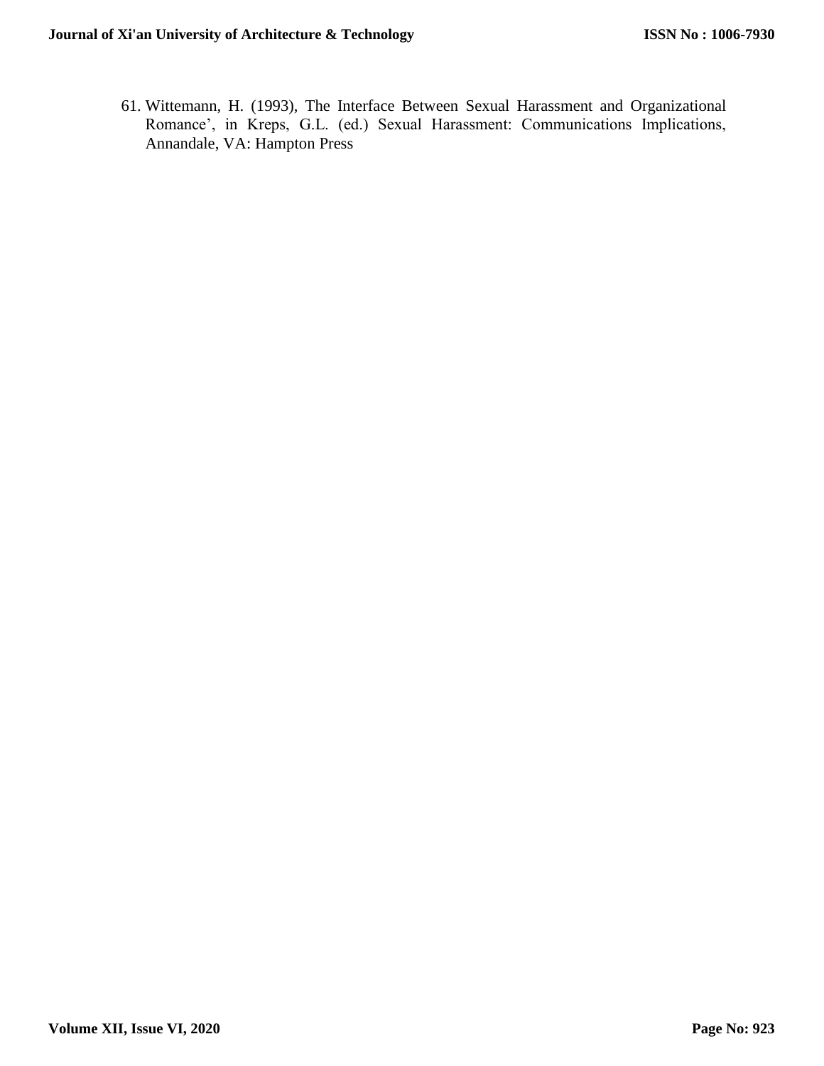61. Wittemann, H. (1993), The Interface Between Sexual Harassment and Organizational Romance’, in Kreps, G.L. (ed.) Sexual Harassment: Communications Implications, Annandale, VA: Hampton Press